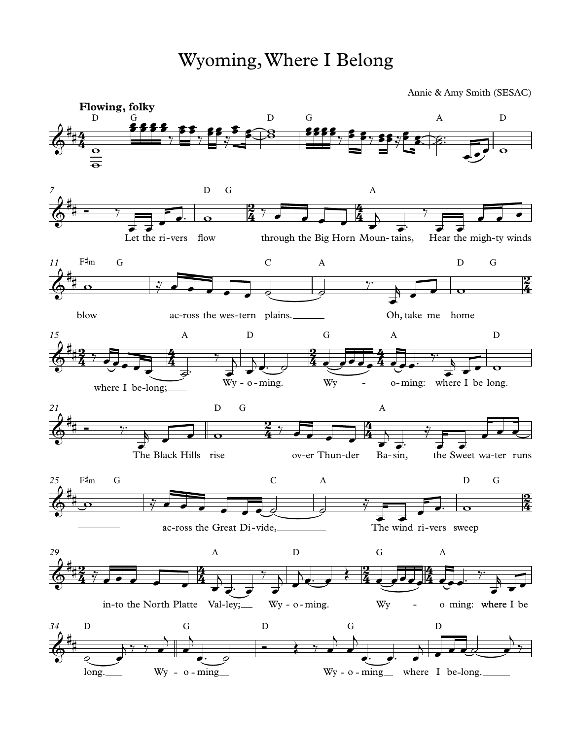# Wyoming, Where I Belong

Annie & Amy Smith (SESAC)

**Flowing, folky**

Let the ri-vers flow through the Big Horn Moun-tains, Hear the migh-ty winds blow ac-ross the wes-tern plains. Oh, take me home where I be-long; Wy-o-ming. Wy - o-ming: where I be long.

The Black Hills rise ov-er Thun-der Ba-sin, the Sweet wa-ter runs ac-ross the Great Di-vide, The wind ri-vers sweep in-to the North Platte Val-ley; Wy-o-ming. Wy - o ming: where I be long. Wy - o-ming Wy-o-ming where I be-long.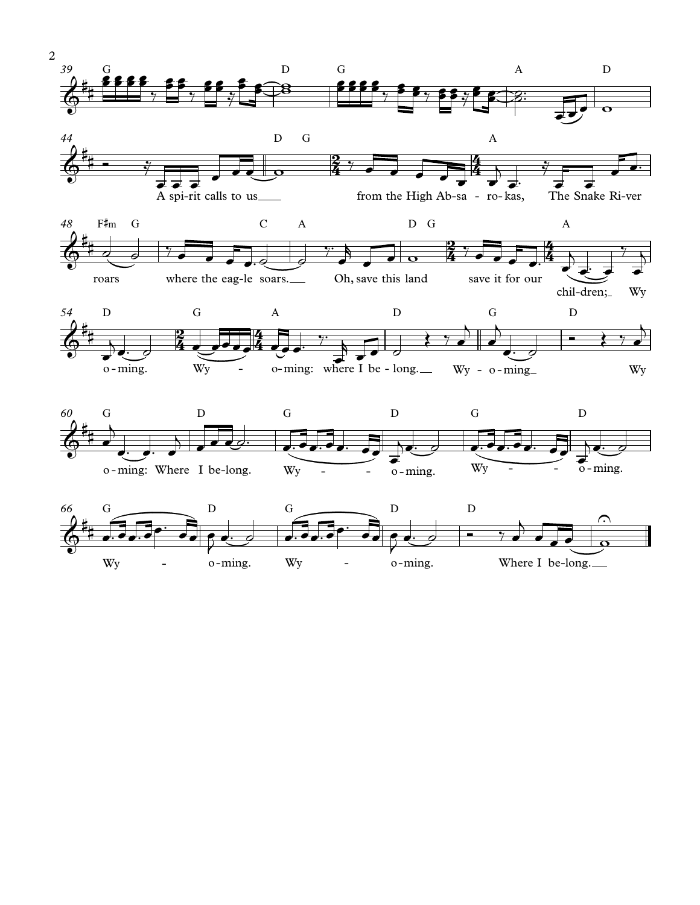A spi-rit calls to us from the High Ab-sa - ro-kas, The Snake Ri-ver

roars where the eag-le soars. Oh, save this land save it for our chil-dren; Wy

o-ming. Wy - o-ming: where I be-long. Wy - o-ming Wy

o-ming: Where I be-long. Wy - - o-ming. Wy - - o-ming.

Wy - o-ming. Wy - o-ming. Where I be-long.